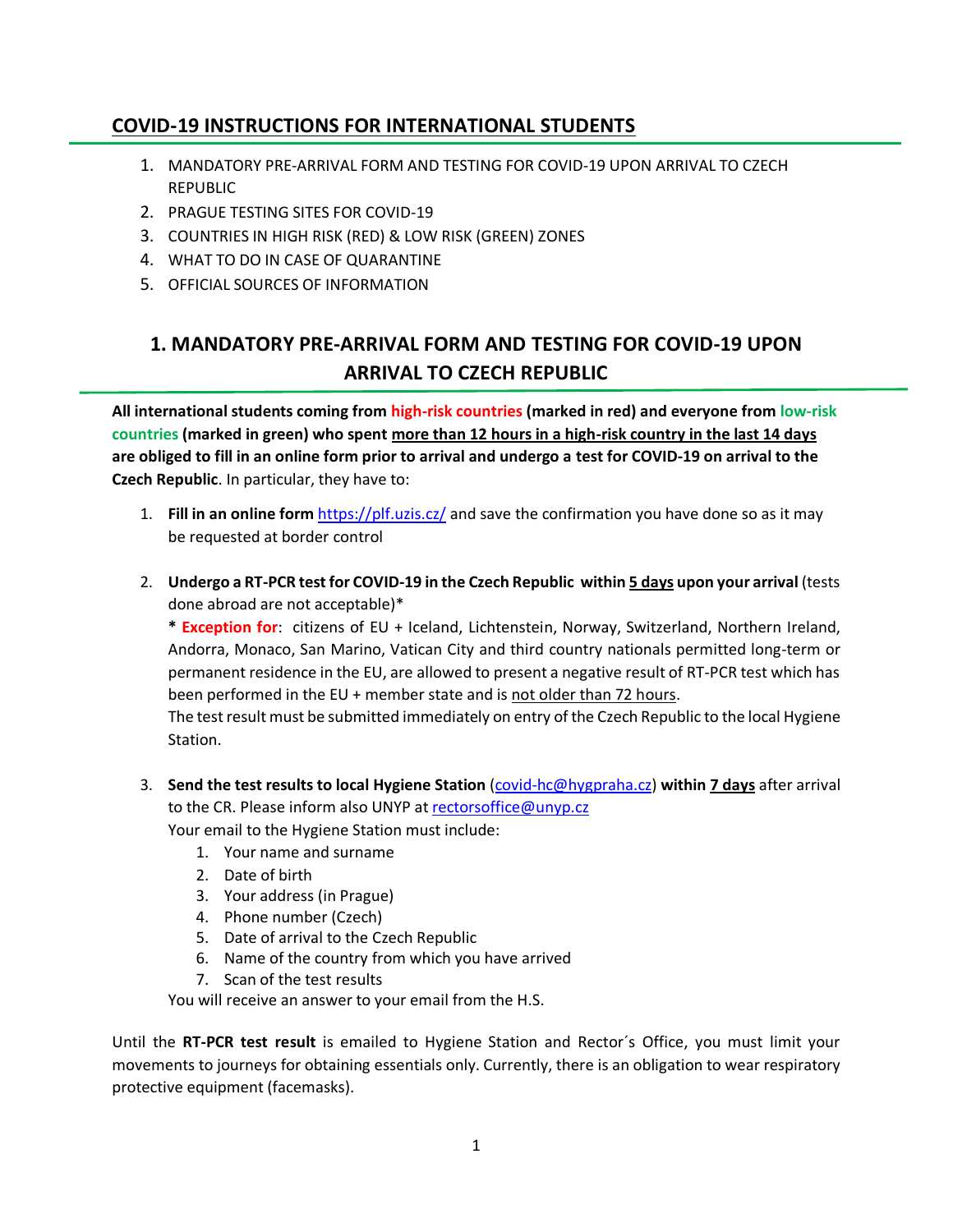## COVID-19 INSTRUCTIONS FOR INTERNATIONAL STUDENTS

1. MANDATORY PRE-ARRIVAL FORM AND TESTING FOR COVID-19 UPON ARRIVAL TO CZECH REPUBLIC
2. PRAGUE TESTING SITES FOR COVID-19
3. COUNTRIES IN HIGH RISK (RED) & LOW RISK (GREEN) ZONES
4. WHAT TO DO IN CASE OF QUARANTINE
5. OFFICIAL SOURCES OF INFORMATION

## 1. MANDATORY PRE-ARRIVAL FORM AND TESTING FOR COVID-19 UPON ARRIVAL TO CZECH REPUBLIC

**All international students coming from high-risk countries (marked in red) and everyone from low-risk countries (marked in green) who spent more than 12 hours in a high-risk country in the last 14 days are obliged to fill in an online form prior to arrival and undergo a test for COVID-19 on arrival to the Czech Republic**. In particular, they have to:

1. **Fill in an online form** https://plf.uzis.cz/ and save the confirmation you have done so as it may be requested at border control

2. **Undergo a RT-PCR test for COVID-19 in the Czech Republic within 5 days upon your arrival** (tests done abroad are not acceptable)*
   **\* Exception for**: citizens of EU + Iceland, Lichtenstein, Norway, Switzerland, Northern Ireland, Andorra, Monaco, San Marino, Vatican City and third country nationals permitted long-term or permanent residence in the EU, are allowed to present a negative result of RT-PCR test which has been performed in the EU + member state and is not older than 72 hours.
   The test result must be submitted immediately on entry of the Czech Republic to the local Hygiene Station.

3. **Send the test results to local Hygiene Station** (covid-hc@hygpraha.cz) **within 7 days** after arrival to the CR. Please inform also UNYP at rectorsoffice@unyp.cz
   Your email to the Hygiene Station must include:
   1. Your name and surname
   2. Date of birth
   3. Your address (in Prague)
   4. Phone number (Czech)
   5. Date of arrival to the Czech Republic
   6. Name of the country from which you have arrived
   7. Scan of the test results

   You will receive an answer to your email from the H.S.

Until the **RT-PCR test result** is emailed to Hygiene Station and Rector´s Office, you must limit your movements to journeys for obtaining essentials only. Currently, there is an obligation to wear respiratory protective equipment (facemasks).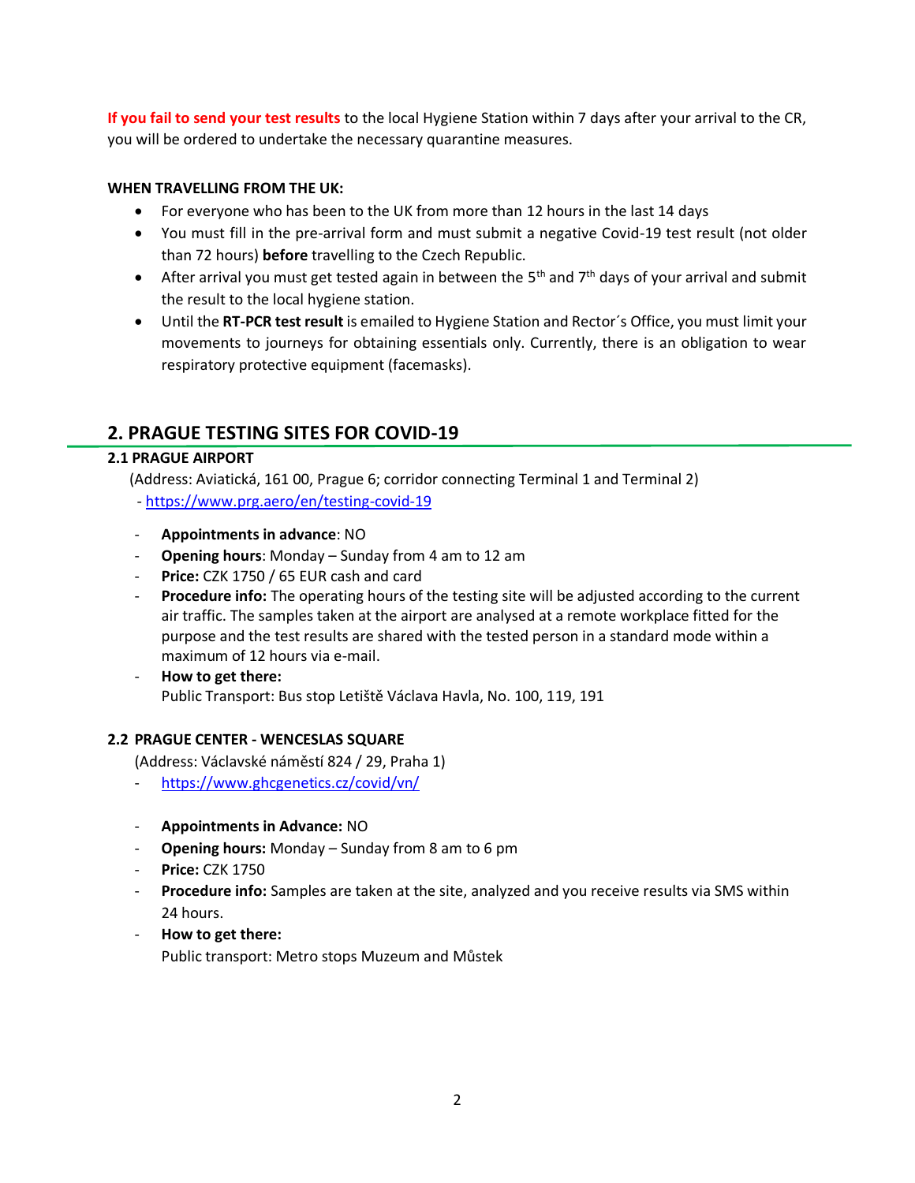**If you fail to send your test results** to the local Hygiene Station within 7 days after your arrival to the CR, you will be ordered to undertake the necessary quarantine measures.

**WHEN TRAVELLING FROM THE UK:**

- For everyone who has been to the UK from more than 12 hours in the last 14 days
- You must fill in the pre-arrival form and must submit a negative Covid-19 test result (not older than 72 hours) **before** travelling to the Czech Republic.
- After arrival you must get tested again in between the 5th and 7th days of your arrival and submit the result to the local hygiene station.
- Until the **RT-PCR test result** is emailed to Hygiene Station and Rector´s Office, you must limit your movements to journeys for obtaining essentials only. Currently, there is an obligation to wear respiratory protective equipment (facemasks).

## 2. PRAGUE TESTING SITES FOR COVID-19

### 2.1 PRAGUE AIRPORT

(Address: Aviatická, 161 00, Prague 6; corridor connecting Terminal 1 and Terminal 2)
- https://www.prg.aero/en/testing-covid-19

- **Appointments in advance**: NO
- **Opening hours**: Monday – Sunday from 4 am to 12 am
- **Price:** CZK 1750 / 65 EUR cash and card
- **Procedure info:** The operating hours of the testing site will be adjusted according to the current air traffic. The samples taken at the airport are analysed at a remote workplace fitted for the purpose and the test results are shared with the tested person in a standard mode within a maximum of 12 hours via e-mail.
- **How to get there:**
  Public Transport: Bus stop Letiště Václava Havla, No. 100, 119, 191

### 2.2 PRAGUE CENTER - WENCESLAS SQUARE

(Address: Václavské náměstí 824 / 29, Praha 1)

- https://www.ghcgenetics.cz/covid/vn/

- **Appointments in Advance:** NO
- **Opening hours:** Monday – Sunday from 8 am to 6 pm
- **Price:** CZK 1750
- **Procedure info:** Samples are taken at the site, analyzed and you receive results via SMS within 24 hours.
- **How to get there:**
  Public transport: Metro stops Muzeum and Můstek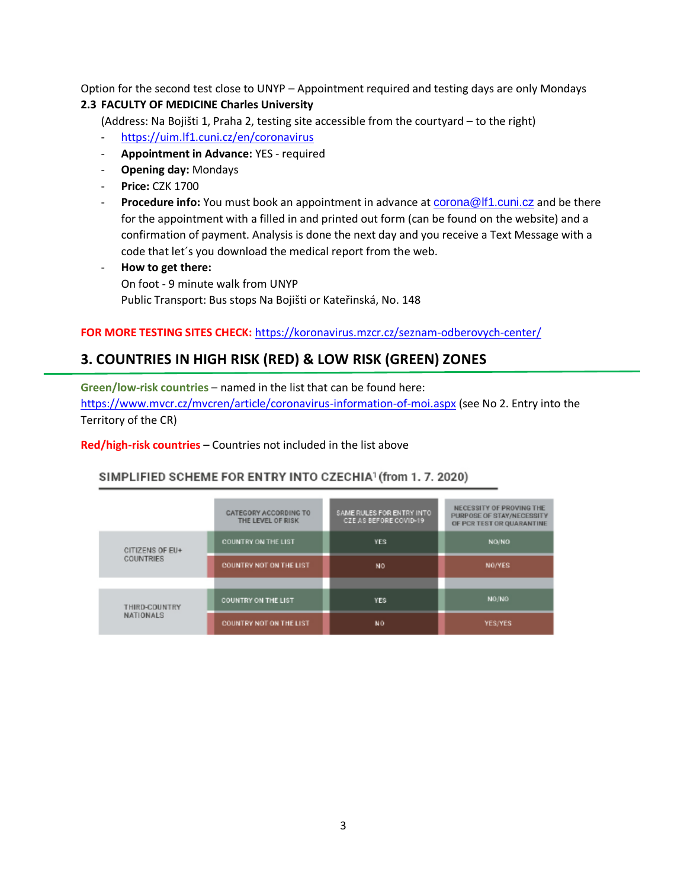Option for the second test close to UNYP – Appointment required and testing days are only Mondays

### 2.3 FACULTY OF MEDICINE Charles University

(Address: Na Bojišti 1, Praha 2, testing site accessible from the courtyard – to the right)

- https://uim.lf1.cuni.cz/en/coronavirus
- **Appointment in Advance:** YES - required
- **Opening day:** Mondays
- **Price:** CZK 1700
- **Procedure info:** You must book an appointment in advance at corona@lf1.cuni.cz and be there for the appointment with a filled in and printed out form (can be found on the website) and a confirmation of payment. Analysis is done the next day and you receive a Text Message with a code that let´s you download the medical report from the web.
- **How to get there:**
  On foot - 9 minute walk from UNYP
  Public Transport: Bus stops Na Bojišti or Kateřinská, No. 148

**FOR MORE TESTING SITES CHECK:** https://koronavirus.mzcr.cz/seznam-odberovych-center/

## 3. COUNTRIES IN HIGH RISK (RED) & LOW RISK (GREEN) ZONES

**Green/low-risk countries** – named in the list that can be found here: https://www.mvcr.cz/mvcren/article/coronavirus-information-of-moi.aspx (see No 2. Entry into the Territory of the CR)

**Red/high-risk countries** – Countries not included in the list above

**SIMPLIFIED SCHEME FOR ENTRY INTO CZECHIA[1] (from 1. 7. 2020)**

| | CATEGORY ACCORDING TO THE LEVEL OF RISK | SAME RULES FOR ENTRY INTO CZE AS BEFORE COVID-19 | NECESSITY OF PROVING THE PURPOSE OF STAY/NECESSITY OF PCR TEST OR QUARANTINE |
|---|---|---|---|
| CITIZENS OF EU+ COUNTRIES | COUNTRY ON THE LIST | YES | NO/NO |
| | COUNTRY NOT ON THE LIST | NO | NO/YES |
| THIRD-COUNTRY NATIONALS | COUNTRY ON THE LIST | YES | NO/NO |
| | COUNTRY NOT ON THE LIST | NO | YES/YES |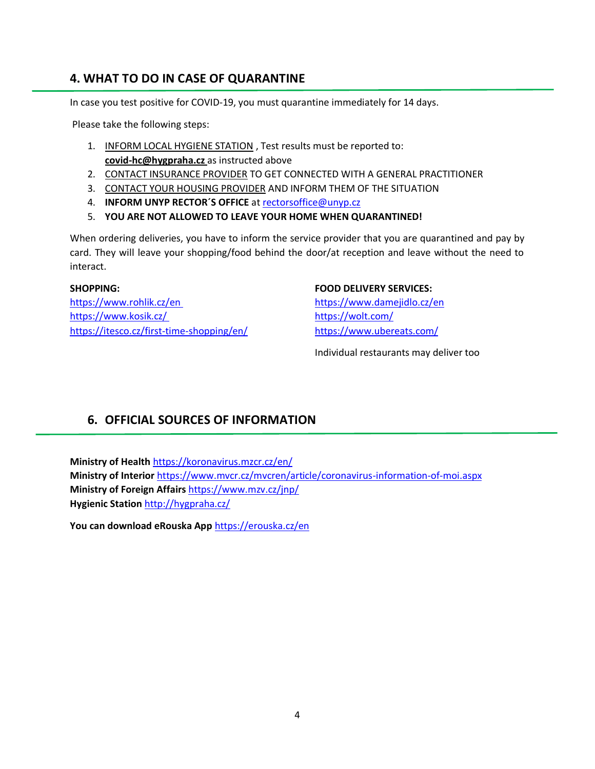## 4. WHAT TO DO IN CASE OF QUARANTINE

In case you test positive for COVID-19, you must quarantine immediately for 14 days.

Please take the following steps:

1. INFORM LOCAL HYGIENE STATION , Test results must be reported to: **covid-hc@hygpraha.cz** as instructed above
2. CONTACT INSURANCE PROVIDER TO GET CONNECTED WITH A GENERAL PRACTITIONER
3. CONTACT YOUR HOUSING PROVIDER AND INFORM THEM OF THE SITUATION
4. **INFORM UNYP RECTOR´S OFFICE** at rectorsoffice@unyp.cz
5. **YOU ARE NOT ALLOWED TO LEAVE YOUR HOME WHEN QUARANTINED!**

When ordering deliveries, you have to inform the service provider that you are quarantined and pay by card. They will leave your shopping/food behind the door/at reception and leave without the need to interact.

**SHOPPING:**

https://www.rohlik.cz/en
https://www.kosik.cz/
https://itesco.cz/first-time-shopping/en/

**FOOD DELIVERY SERVICES:**

https://www.damejidlo.cz/en
https://wolt.com/
https://www.ubereats.com/

Individual restaurants may deliver too

## 6. OFFICIAL SOURCES OF INFORMATION

**Ministry of Health** https://koronavirus.mzcr.cz/en/
**Ministry of Interior** https://www.mvcr.cz/mvcren/article/coronavirus-information-of-moi.aspx
**Ministry of Foreign Affairs** https://www.mzv.cz/jnp/
**Hygienic Station** http://hygpraha.cz/

**You can download eRouska App** https://erouska.cz/en